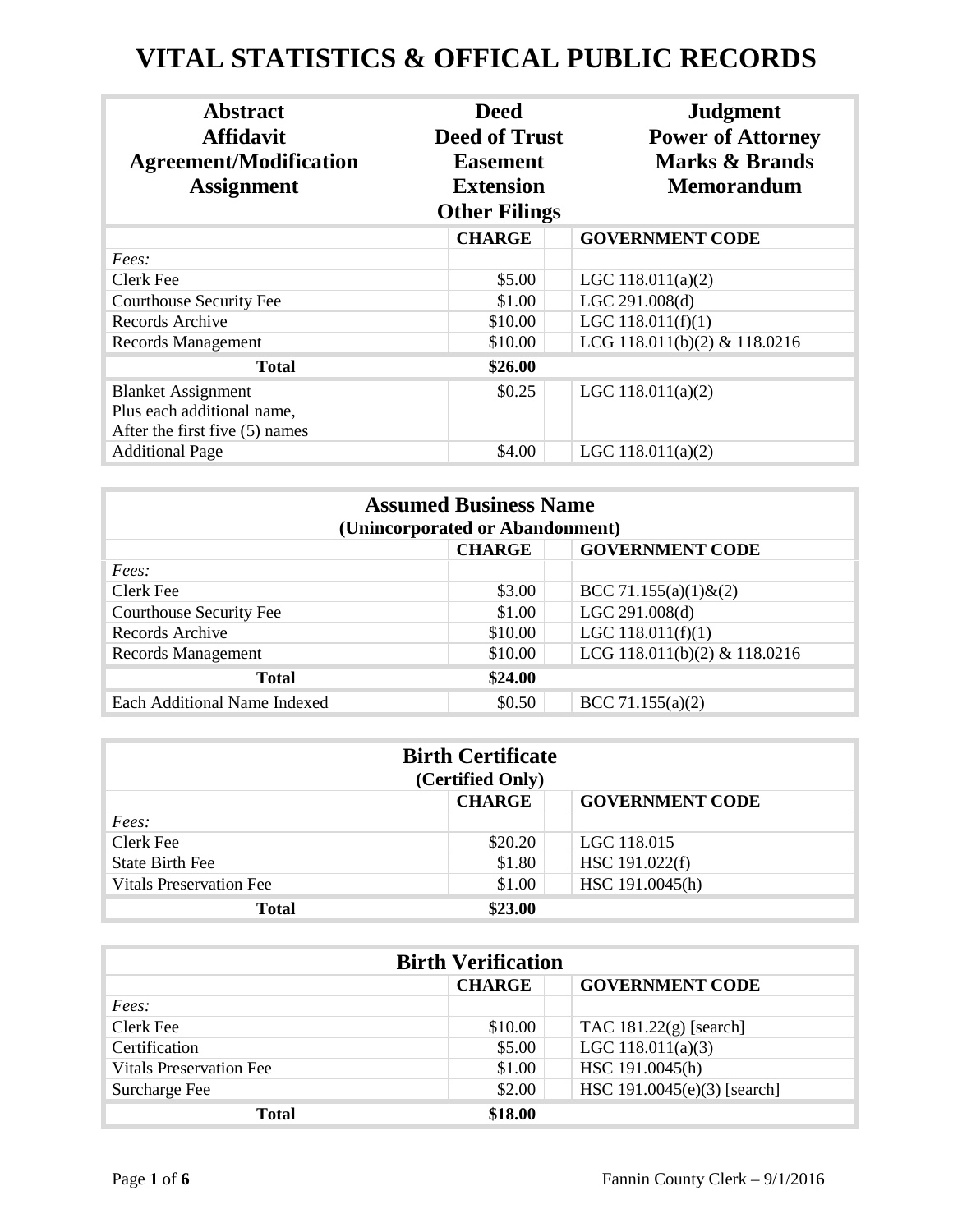# VITAL STATISTICS & OFFICAL PUBLIC RECORDS

| Abstract<br>Affidavit<br>Agreement/Modification<br>Assignment | Deed<br>Deed of Trust<br>Easement<br>Extension<br>Other Filings | | Judgment<br>Power of Attorney<br>Marks & Brands<br>Memorandum |
|---|---|---|---|
| | **CHARGE** | | **GOVERNMENT CODE** |
| *Fees:* | | | |
| Clerk Fee | $5.00 | | LGC 118.011(a)(2) |
| Courthouse Security Fee | $1.00 | | LGC 291.008(d) |
| Records Archive | $10.00 | | LGC 118.011(f)(1) |
| Records Management | $10.00 | | LCG 118.011(b)(2) & 118.0216 |
| **Total** | **$26.00** | | |
| Blanket Assignment<br>Plus each additional name,<br>After the first five (5) names | $0.25 | | LGC 118.011(a)(2) |
| Additional Page | $4.00 | | LGC 118.011(a)(2) |

| Assumed Business Name (Unincorporated or Abandonment) | | | |
|---|---|---|---|
| | **CHARGE** | | **GOVERNMENT CODE** |
| *Fees:* | | | |
| Clerk Fee | $3.00 | | BCC 71.155(a)(1)&(2) |
| Courthouse Security Fee | $1.00 | | LGC 291.008(d) |
| Records Archive | $10.00 | | LGC 118.011(f)(1) |
| Records Management | $10.00 | | LCG 118.011(b)(2) & 118.0216 |
| **Total** | **$24.00** | | |
| Each Additional Name Indexed | $0.50 | | BCC 71.155(a)(2) |

| Birth Certificate (Certified Only) | | | |
|---|---|---|---|
| | **CHARGE** | | **GOVERNMENT CODE** |
| *Fees:* | | | |
| Clerk Fee | $20.20 | | LGC 118.015 |
| State Birth Fee | $1.80 | | HSC 191.022(f) |
| Vitals Preservation Fee | $1.00 | | HSC 191.0045(h) |
| **Total** | **$23.00** | | |

| Birth Verification | | | |
|---|---|---|---|
| | **CHARGE** | | **GOVERNMENT CODE** |
| *Fees:* | | | |
| Clerk Fee | $10.00 | | TAC 181.22(g) [search] |
| Certification | $5.00 | | LGC 118.011(a)(3) |
| Vitals Preservation Fee | $1.00 | | HSC 191.0045(h) |
| Surcharge Fee | $2.00 | | HSC 191.0045(e)(3) [search] |
| **Total** | **$18.00** | | |

Fannin County Clerk – 9/1/2016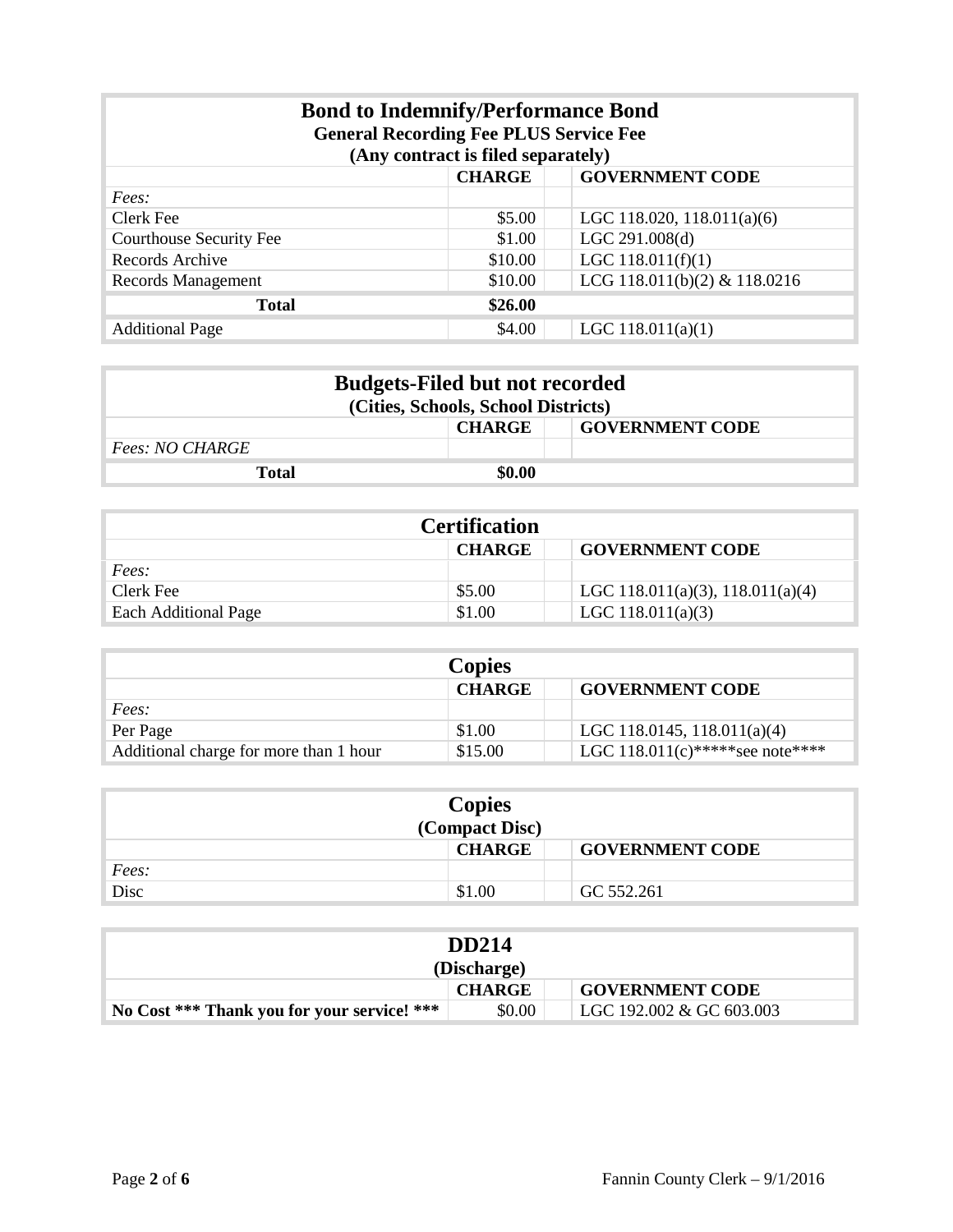## Bond to Indemnify/Performance Bond

**General Recording Fee PLUS Service Fee**

**(Any contract is filed separately)**

| | CHARGE | GOVERNMENT CODE |
|---|---|---|
| *Fees:* | | |
| Clerk Fee | $5.00 | LGC 118.020, 118.011(a)(6) |
| Courthouse Security Fee | $1.00 | LGC 291.008(d) |
| Records Archive | $10.00 | LGC 118.011(f)(1) |
| Records Management | $10.00 | LCG 118.011(b)(2) & 118.0216 |
| **Total** | **$26.00** | |
| Additional Page | $4.00 | LGC 118.011(a)(1) |

## Budgets-Filed but not recorded

**(Cities, Schools, School Districts)**

| | CHARGE | GOVERNMENT CODE |
|---|---|---|
| *Fees: NO CHARGE* | | |
| **Total** | **$0.00** | |

## Certification

| | CHARGE | GOVERNMENT CODE |
|---|---|---|
| *Fees:* | | |
| Clerk Fee | $5.00 | LGC 118.011(a)(3), 118.011(a)(4) |
| Each Additional Page | $1.00 | LGC 118.011(a)(3) |

## Copies

| | CHARGE | GOVERNMENT CODE |
|---|---|---|
| *Fees:* | | |
| Per Page | $1.00 | LGC 118.0145, 118.011(a)(4) |
| Additional charge for more than 1 hour | $15.00 | LGC 118.011(c)*****see note**** |

## Copies

**(Compact Disc)**

| | CHARGE | GOVERNMENT CODE |
|---|---|---|
| *Fees:* | | |
| Disc | $1.00 | GC 552.261 |

## DD214

**(Discharge)**

| | CHARGE | GOVERNMENT CODE |
|---|---|---|
| **No Cost *** Thank you for your service! *** ** | $0.00 | LGC 192.002 & GC 603.003 |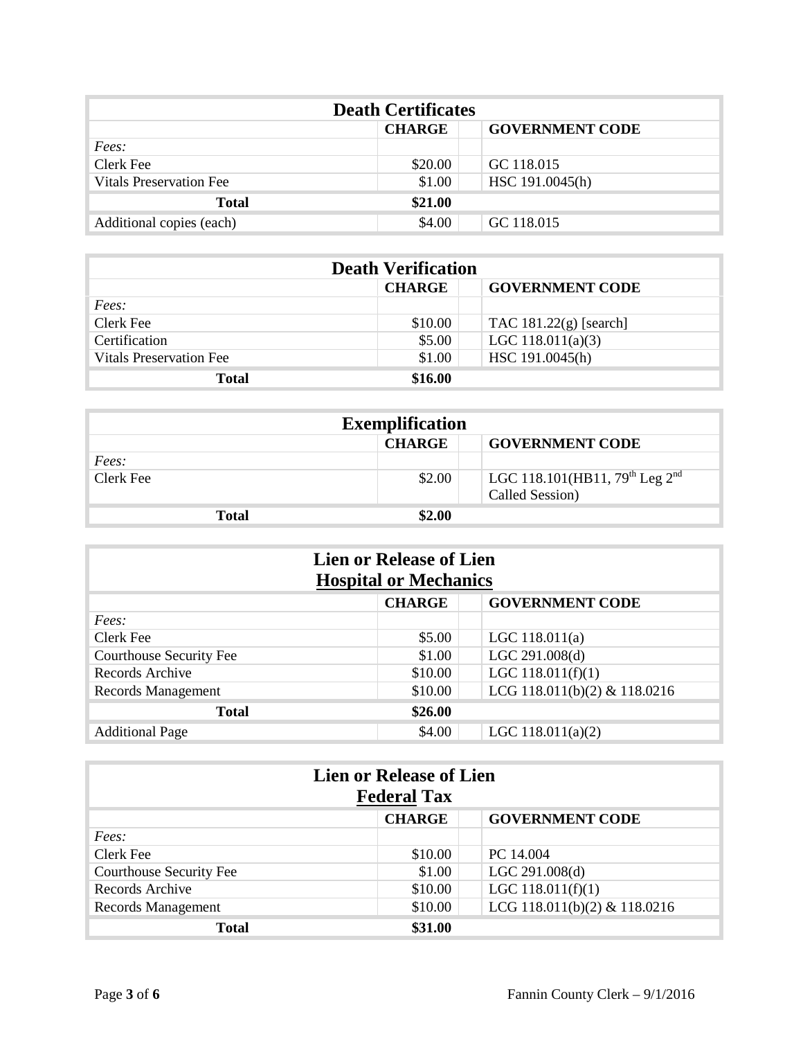| Death Certificates | | |
| --- | --- | --- |
| | **CHARGE** | **GOVERNMENT CODE** |
| *Fees:* | | |
| Clerk Fee | $20.00 | GC 118.015 |
| Vitals Preservation Fee | $1.00 | HSC 191.0045(h) |
| **Total** | **$21.00** | |
| Additional copies (each) | $4.00 | GC 118.015 |

| Death Verification | | |
| --- | --- | --- |
| | **CHARGE** | **GOVERNMENT CODE** |
| *Fees:* | | |
| Clerk Fee | $10.00 | TAC 181.22(g) [search] |
| Certification | $5.00 | LGC 118.011(a)(3) |
| Vitals Preservation Fee | $1.00 | HSC 191.0045(h) |
| **Total** | **$16.00** | |

| Exemplification | | |
| --- | --- | --- |
| | **CHARGE** | **GOVERNMENT CODE** |
| *Fees:* | | |
| Clerk Fee | $2.00 | LGC 118.101(HB11, 79th Leg 2nd Called Session) |
| **Total** | **$2.00** | |

| Lien or Release of Lien<br>Hospital or Mechanics | | |
| --- | --- | --- |
| | **CHARGE** | **GOVERNMENT CODE** |
| *Fees:* | | |
| Clerk Fee | $5.00 | LGC 118.011(a) |
| Courthouse Security Fee | $1.00 | LGC 291.008(d) |
| Records Archive | $10.00 | LGC 118.011(f)(1) |
| Records Management | $10.00 | LCG 118.011(b)(2) & 118.0216 |
| **Total** | **$26.00** | |
| Additional Page | $4.00 | LGC 118.011(a)(2) |

| Lien or Release of Lien<br>Federal Tax | | |
| --- | --- | --- |
| | **CHARGE** | **GOVERNMENT CODE** |
| *Fees:* | | |
| Clerk Fee | $10.00 | PC 14.004 |
| Courthouse Security Fee | $1.00 | LGC 291.008(d) |
| Records Archive | $10.00 | LGC 118.011(f)(1) |
| Records Management | $10.00 | LCG 118.011(b)(2) & 118.0216 |
| **Total** | **$31.00** | |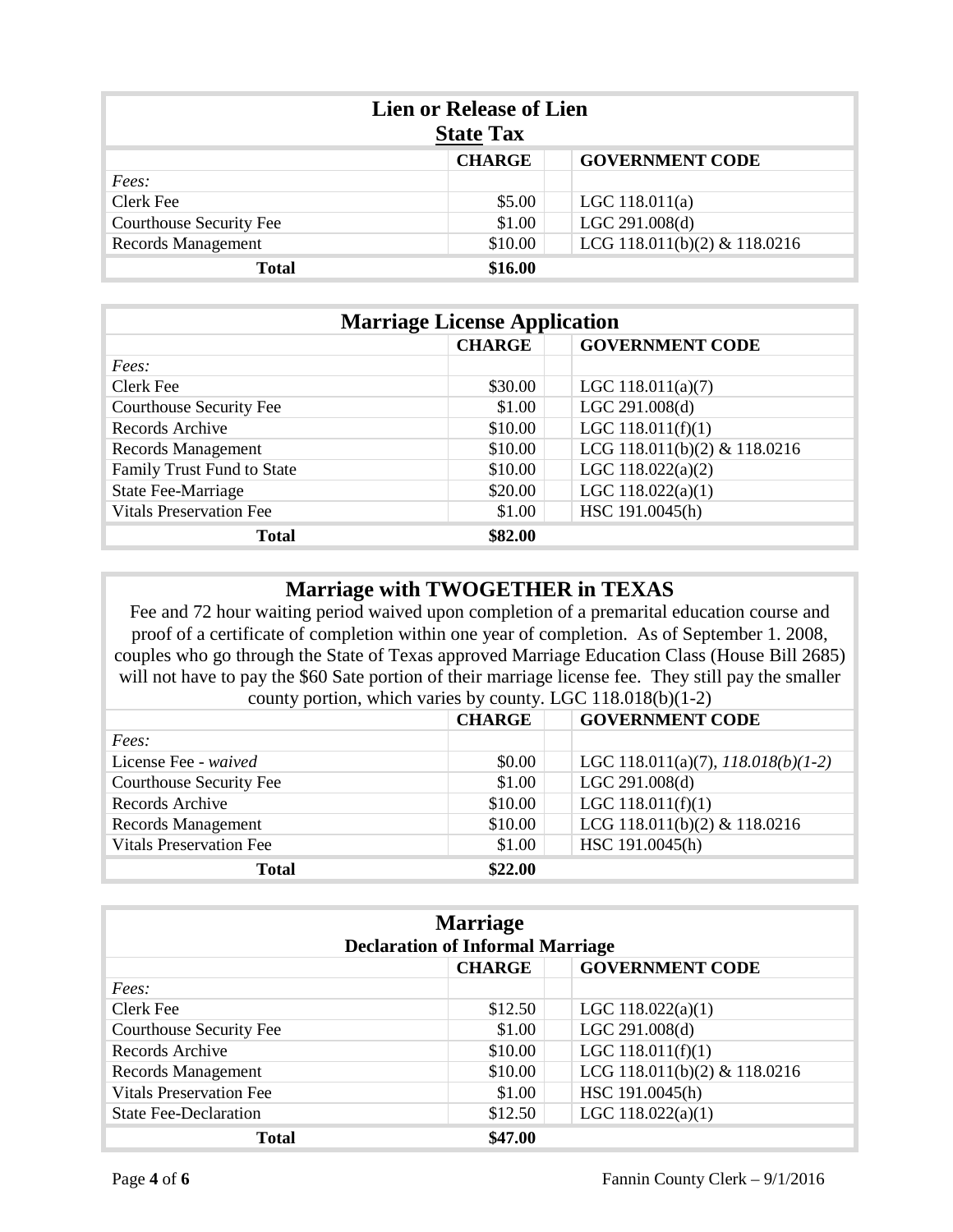| Lien or Release of Lien<br>**State** Tax | | |
|---|---|---|
| | **CHARGE** | **GOVERNMENT CODE** |
| *Fees:* | | |
| Clerk Fee | $5.00 | LGC 118.011(a) |
| Courthouse Security Fee | $1.00 | LGC 291.008(d) |
| Records Management | $10.00 | LCG 118.011(b)(2) & 118.0216 |
| **Total** | **$16.00** | |

| Marriage License Application | | |
|---|---|---|
| | **CHARGE** | **GOVERNMENT CODE** |
| *Fees:* | | |
| Clerk Fee | $30.00 | LGC 118.011(a)(7) |
| Courthouse Security Fee | $1.00 | LGC 291.008(d) |
| Records Archive | $10.00 | LGC 118.011(f)(1) |
| Records Management | $10.00 | LCG 118.011(b)(2) & 118.0216 |
| Family Trust Fund to State | $10.00 | LGC 118.022(a)(2) |
| State Fee-Marriage | $20.00 | LGC 118.022(a)(1) |
| Vitals Preservation Fee | $1.00 | HSC 191.0045(h) |
| **Total** | **$82.00** | |

## Marriage with TWOGETHER in TEXAS

Fee and 72 hour waiting period waived upon completion of a premarital education course and proof of a certificate of completion within one year of completion. As of September 1. 2008, couples who go through the State of Texas approved Marriage Education Class (House Bill 2685) will not have to pay the $60 Sate portion of their marriage license fee. They still pay the smaller county portion, which varies by county. LGC 118.018(b)(1-2)

| | **CHARGE** | **GOVERNMENT CODE** |
|---|---|---|
| *Fees:* | | |
| License Fee - *waived* | $0.00 | LGC 118.011(a)(7), *118.018(b)(1-2)* |
| Courthouse Security Fee | $1.00 | LGC 291.008(d) |
| Records Archive | $10.00 | LGC 118.011(f)(1) |
| Records Management | $10.00 | LCG 118.011(b)(2) & 118.0216 |
| Vitals Preservation Fee | $1.00 | HSC 191.0045(h) |
| **Total** | **$22.00** | |

| Marriage<br>Declaration of Informal Marriage | | |
|---|---|---|
| | **CHARGE** | **GOVERNMENT CODE** |
| *Fees:* | | |
| Clerk Fee | $12.50 | LGC 118.022(a)(1) |
| Courthouse Security Fee | $1.00 | LGC 291.008(d) |
| Records Archive | $10.00 | LGC 118.011(f)(1) |
| Records Management | $10.00 | LCG 118.011(b)(2) & 118.0216 |
| Vitals Preservation Fee | $1.00 | HSC 191.0045(h) |
| State Fee-Declaration | $12.50 | LGC 118.022(a)(1) |
| **Total** | **$47.00** | |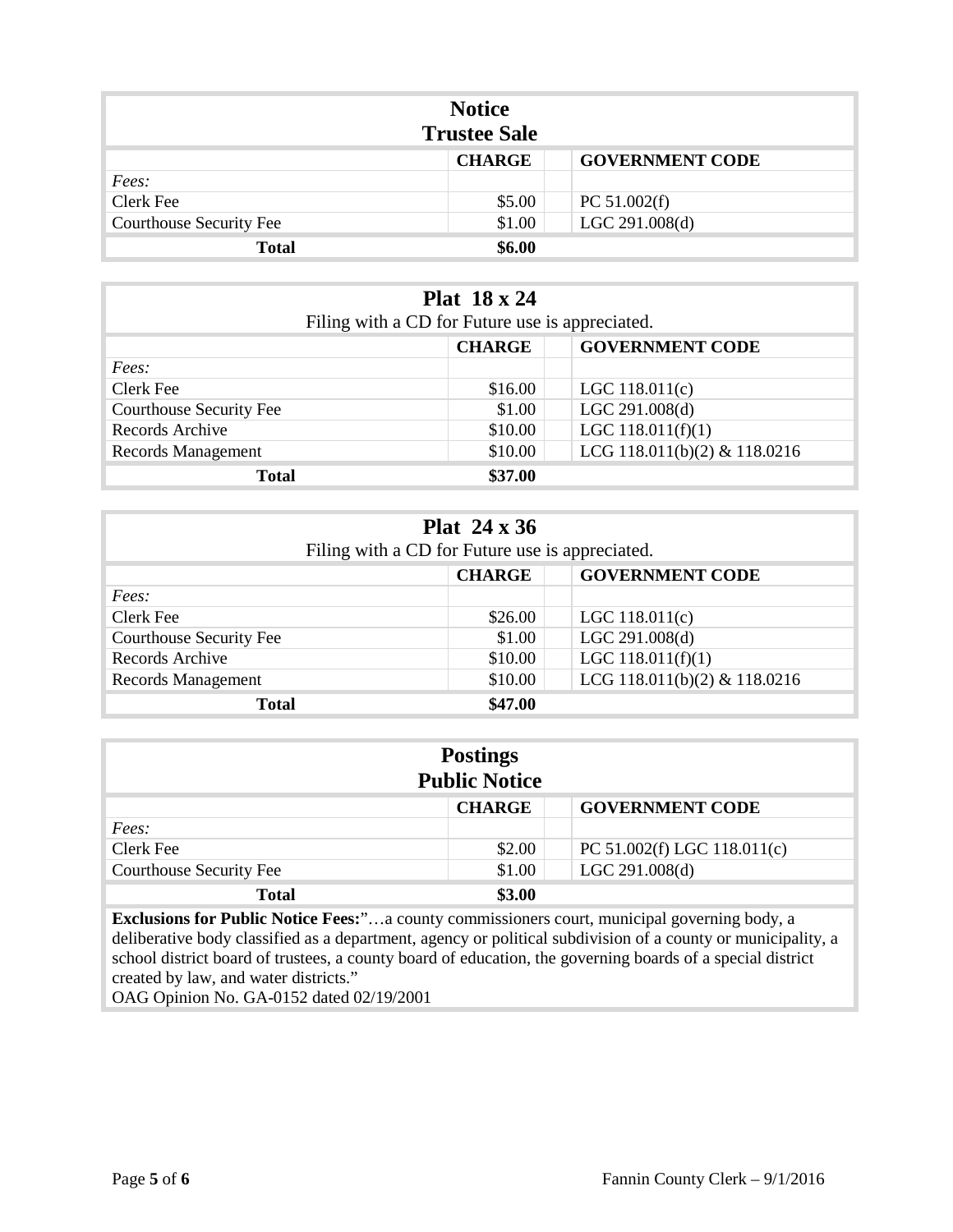## Notice
## Trustee Sale

| | CHARGE | GOVERNMENT CODE |
|---|---|---|
| *Fees:* | | |
| Clerk Fee | $5.00 | PC 51.002(f) |
| Courthouse Security Fee | $1.00 | LGC 291.008(d) |
| **Total** | **$6.00** | |

## Plat 18 x 24

Filing with a CD for Future use is appreciated.

| | CHARGE | GOVERNMENT CODE |
|---|---|---|
| *Fees:* | | |
| Clerk Fee | $16.00 | LGC 118.011(c) |
| Courthouse Security Fee | $1.00 | LGC 291.008(d) |
| Records Archive | $10.00 | LGC 118.011(f)(1) |
| Records Management | $10.00 | LCG 118.011(b)(2) & 118.0216 |
| **Total** | **$37.00** | |

## Plat 24 x 36

Filing with a CD for Future use is appreciated.

| | CHARGE | GOVERNMENT CODE |
|---|---|---|
| *Fees:* | | |
| Clerk Fee | $26.00 | LGC 118.011(c) |
| Courthouse Security Fee | $1.00 | LGC 291.008(d) |
| Records Archive | $10.00 | LGC 118.011(f)(1) |
| Records Management | $10.00 | LCG 118.011(b)(2) & 118.0216 |
| **Total** | **$47.00** | |

## Postings
## Public Notice

| | CHARGE | GOVERNMENT CODE |
|---|---|---|
| *Fees:* | | |
| Clerk Fee | $2.00 | PC 51.002(f) LGC 118.011(c) |
| Courthouse Security Fee | $1.00 | LGC 291.008(d) |
| **Total** | **$3.00** | |

**Exclusions for Public Notice Fees:**"…a county commissioners court, municipal governing body, a deliberative body classified as a department, agency or political subdivision of a county or municipality, a school district board of trustees, a county board of education, the governing boards of a special district created by law, and water districts."
OAG Opinion No. GA-0152 dated 02/19/2001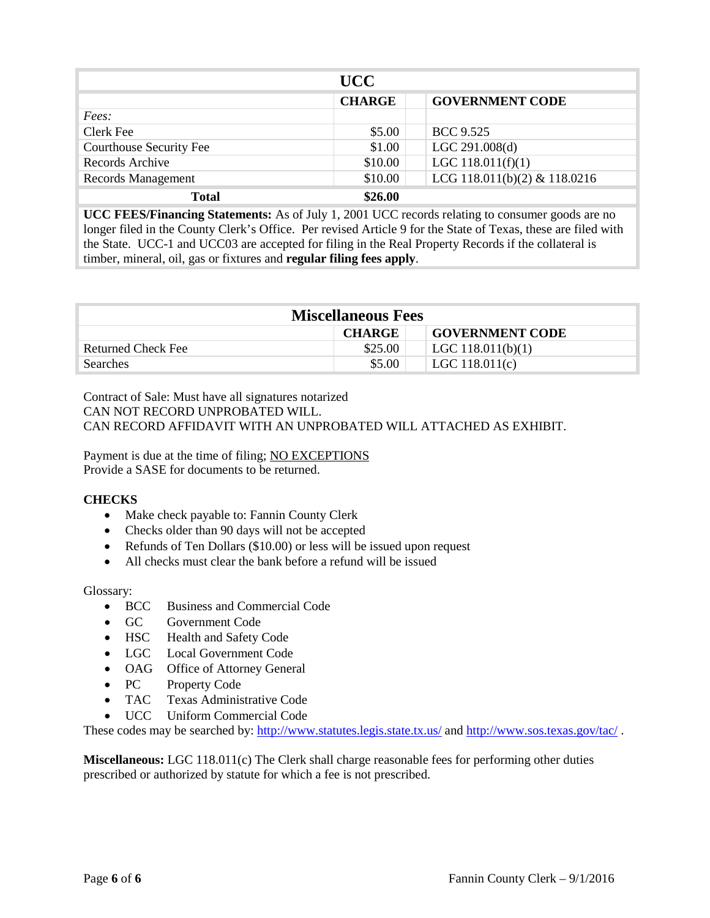| UCC | | |
|---|---|---|
| | **CHARGE** | **GOVERNMENT CODE** |
| *Fees:* | | |
| Clerk Fee | $5.00 | BCC 9.525 |
| Courthouse Security Fee | $1.00 | LGC 291.008(d) |
| Records Archive | $10.00 | LGC 118.011(f)(1) |
| Records Management | $10.00 | LCG 118.011(b)(2) & 118.0216 |
| **Total** | **$26.00** | |

**UCC FEES/Financing Statements:** As of July 1, 2001 UCC records relating to consumer goods are no longer filed in the County Clerk's Office. Per revised Article 9 for the State of Texas, these are filed with the State. UCC-1 and UCC03 are accepted for filing in the Real Property Records if the collateral is timber, mineral, oil, gas or fixtures and **regular filing fees apply**.

| Miscellaneous Fees | | |
|---|---|---|
| | **CHARGE** | **GOVERNMENT CODE** |
| Returned Check Fee | $25.00 | LGC 118.011(b)(1) |
| Searches | $5.00 | LGC 118.011(c) |

Contract of Sale: Must have all signatures notarized
CAN NOT RECORD UNPROBATED WILL.
CAN RECORD AFFIDAVIT WITH AN UNPROBATED WILL ATTACHED AS EXHIBIT.

Payment is due at the time of filing; NO EXCEPTIONS
Provide a SASE for documents to be returned.

**CHECKS**

- Make check payable to: Fannin County Clerk
- Checks older than 90 days will not be accepted
- Refunds of Ten Dollars ($10.00) or less will be issued upon request
- All checks must clear the bank before a refund will be issued

Glossary:

- BCC Business and Commercial Code
- GC Government Code
- HSC Health and Safety Code
- LGC Local Government Code
- OAG Office of Attorney General
- PC Property Code
- TAC Texas Administrative Code
- UCC Uniform Commercial Code

These codes may be searched by: http://www.statutes.legis.state.tx.us/ and http://www.sos.texas.gov/tac/ .

**Miscellaneous:** LGC 118.011(c) The Clerk shall charge reasonable fees for performing other duties prescribed or authorized by statute for which a fee is not prescribed.